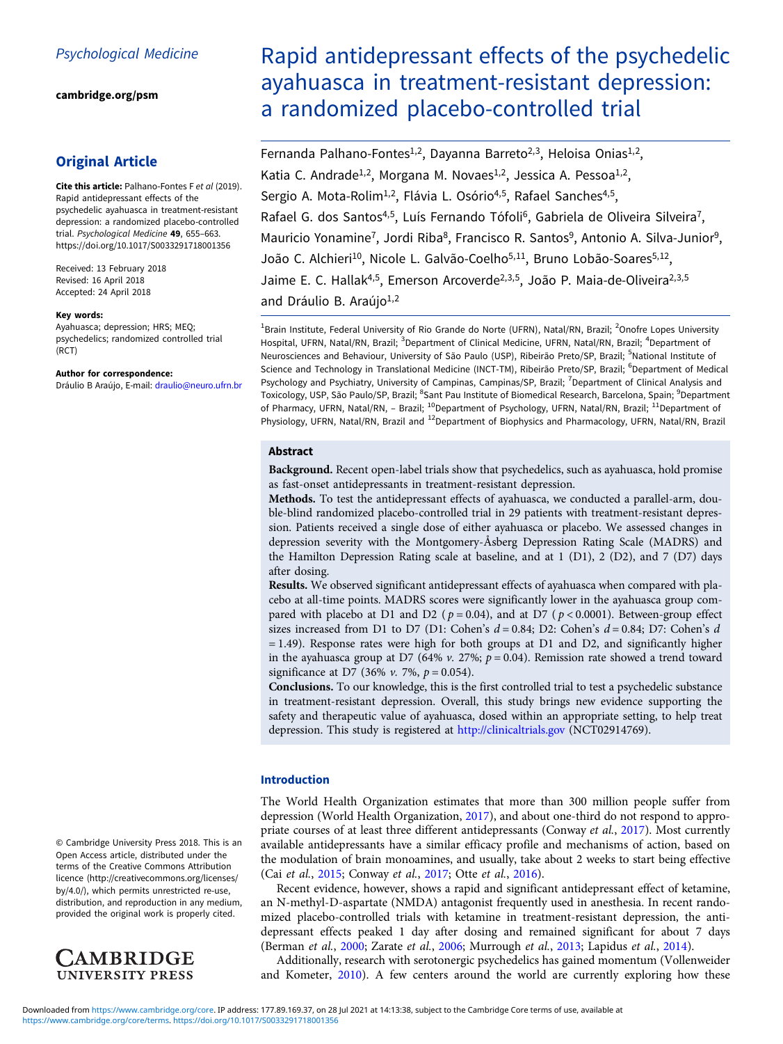Psychological Medicine

cambridge.org/psm

## Original Article

**Cite this article:** Palhano-Fontes F *et al* (2019). Rapid antidepressant effects of the psychedelic ayahuasca in treatment-resistant depression: a randomized placebo-controlled trial. *Psychological Medicine* **49**, 655–663. https://doi.org/10.1017/S0033291718001356

Received: 13 February 2018
Revised: 16 April 2018
Accepted: 24 April 2018

**Key words:**
Ayahuasca; depression; HRS; MEQ; psychedelics; randomized controlled trial (RCT)

**Author for correspondence:**
Dráulio B Araújo, E-mail: draulio@neuro.ufrn.br

© Cambridge University Press 2018. This is an Open Access article, distributed under the terms of the Creative Commons Attribution licence (http://creativecommons.org/licenses/by/4.0/), which permits unrestricted re-use, distribution, and reproduction in any medium, provided the original work is properly cited.

# Rapid antidepressant effects of the psychedelic ayahuasca in treatment-resistant depression: a randomized placebo-controlled trial

Fernanda Palhano-Fontes[1,2], Dayanna Barreto[2,3], Heloisa Onias[1,2], Katia C. Andrade[1,2], Morgana M. Novaes[1,2], Jessica A. Pessoa[1,2], Sergio A. Mota-Rolim[1,2], Flávia L. Osório[4,5], Rafael Sanches[4,5], Rafael G. dos Santos[4,5], Luís Fernando Tófoli[6], Gabriela de Oliveira Silveira[7], Mauricio Yonamine[7], Jordi Riba[8], Francisco R. Santos[9], Antonio A. Silva-Junior[9], João C. Alchieri[10], Nicole L. Galvão-Coelho[5,11], Bruno Lobão-Soares[5,12], Jaime E. C. Hallak[4,5], Emerson Arcoverde[2,3,5], João P. Maia-de-Oliveira[2,3,5] and Dráulio B. Araújo[1,2]

[1]Brain Institute, Federal University of Rio Grande do Norte (UFRN), Natal/RN, Brazil; [2]Onofre Lopes University Hospital, UFRN, Natal/RN, Brazil; [3]Department of Clinical Medicine, UFRN, Natal/RN, Brazil; [4]Department of Neurosciences and Behaviour, University of São Paulo (USP), Ribeirão Preto/SP, Brazil; [5]National Institute of Science and Technology in Translational Medicine (INCT-TM), Ribeirão Preto/SP, Brazil; [6]Department of Medical Psychology and Psychiatry, University of Campinas, Campinas/SP, Brazil; [7]Department of Clinical Analysis and Toxicology, USP, São Paulo/SP, Brazil; [8]Sant Pau Institute of Biomedical Research, Barcelona, Spain; [9]Department of Pharmacy, UFRN, Natal/RN, – Brazil; [10]Department of Psychology, UFRN, Natal/RN, Brazil; [11]Department of Physiology, UFRN, Natal/RN, Brazil and [12]Department of Biophysics and Pharmacology, UFRN, Natal/RN, Brazil

## Abstract

**Background.** Recent open-label trials show that psychedelics, such as ayahuasca, hold promise as fast-onset antidepressants in treatment-resistant depression.

**Methods.** To test the antidepressant effects of ayahuasca, we conducted a parallel-arm, double-blind randomized placebo-controlled trial in 29 patients with treatment-resistant depression. Patients received a single dose of either ayahuasca or placebo. We assessed changes in depression severity with the Montgomery-Åsberg Depression Rating Scale (MADRS) and the Hamilton Depression Rating scale at baseline, and at 1 (D1), 2 (D2), and 7 (D7) days after dosing.

**Results.** We observed significant antidepressant effects of ayahuasca when compared with placebo at all-time points. MADRS scores were significantly lower in the ayahuasca group compared with placebo at D1 and D2 ($p = 0.04$), and at D7 ($p < 0.0001$). Between-group effect sizes increased from D1 to D7 (D1: Cohen's $d = 0.84$; D2: Cohen's $d = 0.84$; D7: Cohen's $d = 1.49$). Response rates were high for both groups at D1 and D2, and significantly higher in the ayahuasca group at D7 (64% *v.* 27%; $p = 0.04$). Remission rate showed a trend toward significance at D7 (36% *v.* 7%, $p = 0.054$).

**Conclusions.** To our knowledge, this is the first controlled trial to test a psychedelic substance in treatment-resistant depression. Overall, this study brings new evidence supporting the safety and therapeutic value of ayahuasca, dosed within an appropriate setting, to help treat depression. This study is registered at http://clinicaltrials.gov (NCT02914769).

## Introduction

The World Health Organization estimates that more than 300 million people suffer from depression (World Health Organization, 2017), and about one-third do not respond to appropriate courses of at least three different antidepressants (Conway *et al.*, 2017). Most currently available antidepressants have a similar efficacy profile and mechanisms of action, based on the modulation of brain monoamines, and usually, take about 2 weeks to start being effective (Cai *et al.*, 2015; Conway *et al.*, 2017; Otte *et al.*, 2016).

Recent evidence, however, shows a rapid and significant antidepressant effect of ketamine, an N-methyl-D-aspartate (NMDA) antagonist frequently used in anesthesia. In recent randomized placebo-controlled trials with ketamine in treatment-resistant depression, the antidepressant effects peaked 1 day after dosing and remained significant for about 7 days (Berman *et al.*, 2000; Zarate *et al.*, 2006; Murrough *et al.*, 2013; Lapidus *et al.*, 2014).

Additionally, research with serotonergic psychedelics has gained momentum (Vollenweider and Kometer, 2010). A few centers around the world are currently exploring how these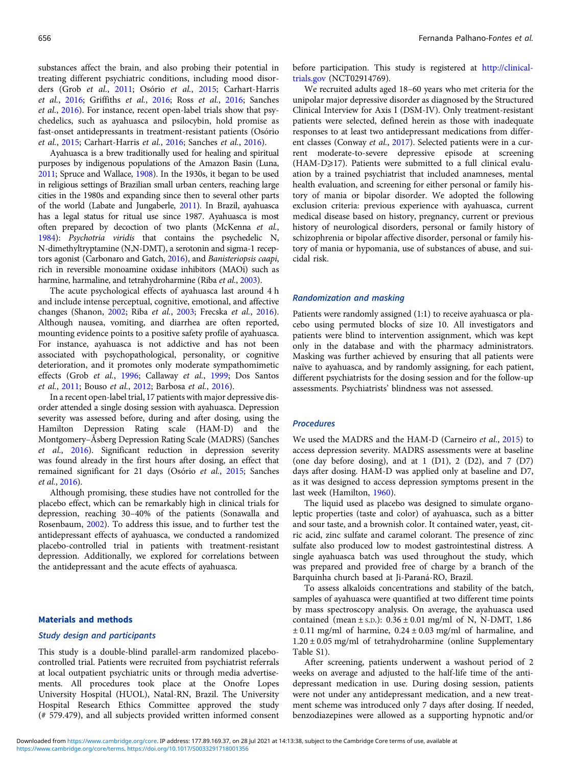substances affect the brain, and also probing their potential in treating different psychiatric conditions, including mood disorders (Grob *et al.*, 2011; Osório *et al.*, 2015; Carhart-Harris *et al.*, 2016; Griffiths *et al.*, 2016; Ross *et al.*, 2016; Sanches *et al.*, 2016). For instance, recent open-label trials show that psychedelics, such as ayahuasca and psilocybin, hold promise as fast-onset antidepressants in treatment-resistant patients (Osório *et al.*, 2015; Carhart-Harris *et al.*, 2016; Sanches *et al.*, 2016).

Ayahuasca is a brew traditionally used for healing and spiritual purposes by indigenous populations of the Amazon Basin (Luna, 2011; Spruce and Wallace, 1908). In the 1930s, it began to be used in religious settings of Brazilian small urban centers, reaching large cities in the 1980s and expanding since then to several other parts of the world (Labate and Jungaberle, 2011). In Brazil, ayahuasca has a legal status for ritual use since 1987. Ayahuasca is most often prepared by decoction of two plants (McKenna *et al.*, 1984): *Psychotria viridis* that contains the psychedelic N, N-dimethyltryptamine (N,N-DMT), a serotonin and sigma-1 receptors agonist (Carbonaro and Gatch, 2016), and *Banisteriopsis caapi*, rich in reversible monoamine oxidase inhibitors (MAOi) such as harmine, harmaline, and tetrahydroharmine (Riba *et al.*, 2003).

The acute psychological effects of ayahuasca last around 4 h and include intense perceptual, cognitive, emotional, and affective changes (Shanon, 2002; Riba *et al.*, 2003; Frecska *et al.*, 2016). Although nausea, vomiting, and diarrhea are often reported, mounting evidence points to a positive safety profile of ayahuasca. For instance, ayahuasca is not addictive and has not been associated with psychopathological, personality, or cognitive deterioration, and it promotes only moderate sympathomimetic effects (Grob *et al.*, 1996; Callaway *et al.*, 1999; Dos Santos *et al.*, 2011; Bouso *et al.*, 2012; Barbosa *et al.*, 2016).

In a recent open-label trial, 17 patients with major depressive disorder attended a single dosing session with ayahuasca. Depression severity was assessed before, during and after dosing, using the Hamilton Depression Rating scale (HAM-D) and the Montgomery–Åsberg Depression Rating Scale (MADRS) (Sanches *et al.*, 2016). Significant reduction in depression severity was found already in the first hours after dosing, an effect that remained significant for 21 days (Osório *et al.*, 2015; Sanches *et al.*, 2016).

Although promising, these studies have not controlled for the placebo effect, which can be remarkably high in clinical trials for depression, reaching 30–40% of the patients (Sonawalla and Rosenbaum, 2002). To address this issue, and to further test the antidepressant effects of ayahuasca, we conducted a randomized placebo-controlled trial in patients with treatment-resistant depression. Additionally, we explored for correlations between the antidepressant and the acute effects of ayahuasca.

## Materials and methods

### Study design and participants

This study is a double-blind parallel-arm randomized placebo-controlled trial. Patients were recruited from psychiatrist referrals at local outpatient psychiatric units or through media advertisements. All procedures took place at the Onofre Lopes University Hospital (HUOL), Natal-RN, Brazil. The University Hospital Research Ethics Committee approved the study (# 579.479), and all subjects provided written informed consent before participation. This study is registered at http://clinicaltrials.gov (NCT02914769).

We recruited adults aged 18–60 years who met criteria for the unipolar major depressive disorder as diagnosed by the Structured Clinical Interview for Axis I (DSM-IV). Only treatment-resistant patients were selected, defined herein as those with inadequate responses to at least two antidepressant medications from different classes (Conway *et al.*, 2017). Selected patients were in a current moderate-to-severe depressive episode at screening (HAM-D⩾17). Patients were submitted to a full clinical evaluation by a trained psychiatrist that included anamneses, mental health evaluation, and screening for either personal or family history of mania or bipolar disorder. We adopted the following exclusion criteria: previous experience with ayahuasca, current medical disease based on history, pregnancy, current or previous history of neurological disorders, personal or family history of schizophrenia or bipolar affective disorder, personal or family history of mania or hypomania, use of substances of abuse, and suicidal risk.

### Randomization and masking

Patients were randomly assigned (1:1) to receive ayahuasca or placebo using permuted blocks of size 10. All investigators and patients were blind to intervention assignment, which was kept only in the database and with the pharmacy administrators. Masking was further achieved by ensuring that all patients were naïve to ayahuasca, and by randomly assigning, for each patient, different psychiatrists for the dosing session and for the follow-up assessments. Psychiatrists' blindness was not assessed.

### Procedures

We used the MADRS and the HAM-D (Carneiro *et al.*, 2015) to access depression severity. MADRS assessments were at baseline (one day before dosing), and at 1 (D1), 2 (D2), and 7 (D7) days after dosing. HAM-D was applied only at baseline and D7, as it was designed to access depression symptoms present in the last week (Hamilton, 1960).

The liquid used as placebo was designed to simulate organoleptic properties (taste and color) of ayahuasca, such as a bitter and sour taste, and a brownish color. It contained water, yeast, citric acid, zinc sulfate and caramel colorant. The presence of zinc sulfate also produced low to modest gastrointestinal distress. A single ayahuasca batch was used throughout the study, which was prepared and provided free of charge by a branch of the Barquinha church based at Ji-Paraná-RO, Brazil.

To assess alkaloids concentrations and stability of the batch, samples of ayahuasca were quantified at two different time points by mass spectroscopy analysis. On average, the ayahuasca used contained (mean ± S.D.): 0.36 ± 0.01 mg/ml of N, N-DMT, 1.86 ± 0.11 mg/ml of harmine, 0.24 ± 0.03 mg/ml of harmaline, and 1.20 ± 0.05 mg/ml of tetrahydroharmine (online Supplementary Table S1).

After screening, patients underwent a washout period of 2 weeks on average and adjusted to the half-life time of the antidepressant medication in use. During dosing session, patients were not under any antidepressant medication, and a new treatment scheme was introduced only 7 days after dosing. If needed, benzodiazepines were allowed as a supporting hypnotic and/or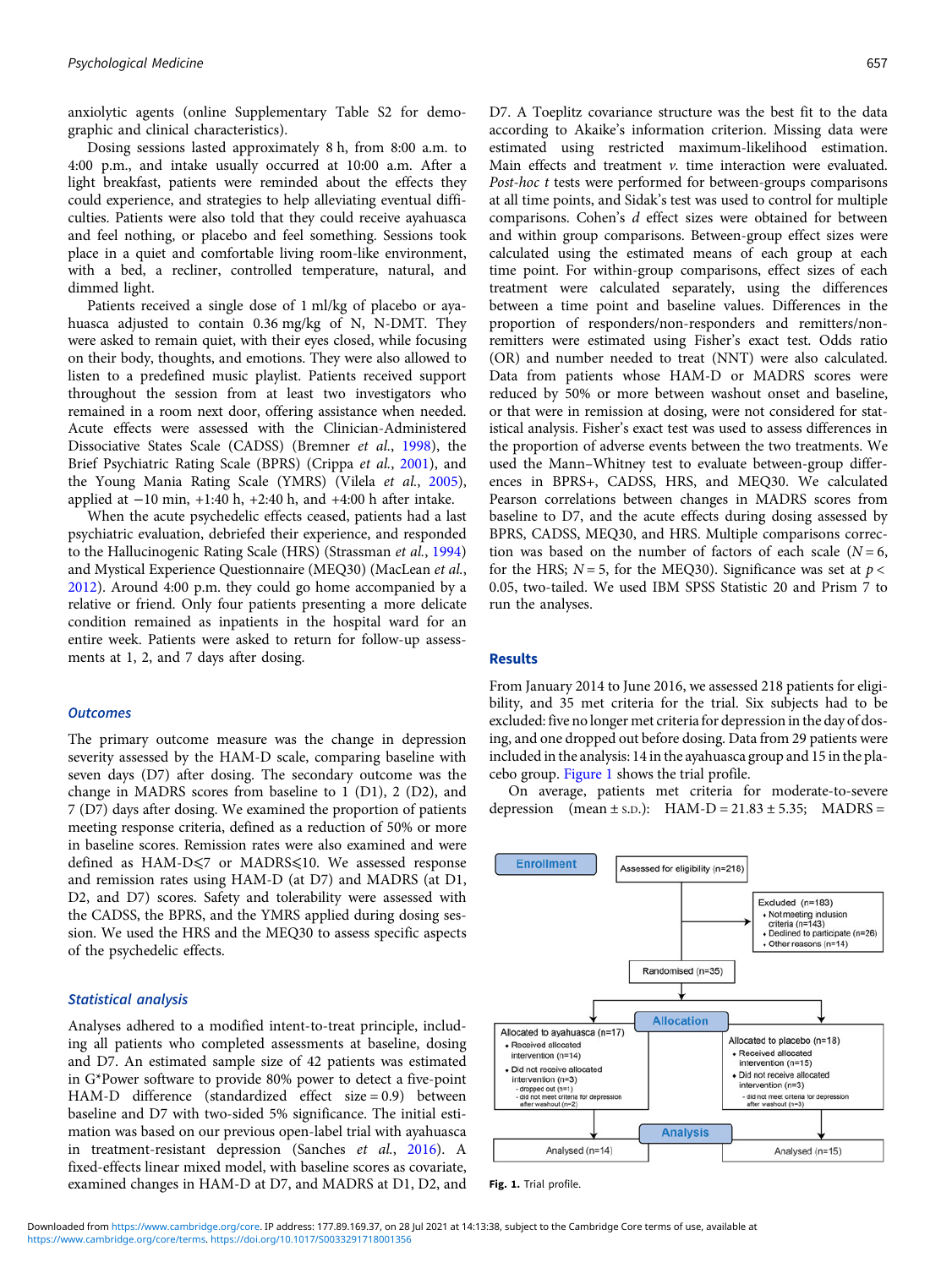anxiolytic agents (online Supplementary Table S2 for demographic and clinical characteristics).

Dosing sessions lasted approximately 8 h, from 8:00 a.m. to 4:00 p.m., and intake usually occurred at 10:00 a.m. After a light breakfast, patients were reminded about the effects they could experience, and strategies to help alleviating eventual difficulties. Patients were also told that they could receive ayahuasca and feel nothing, or placebo and feel something. Sessions took place in a quiet and comfortable living room-like environment, with a bed, a recliner, controlled temperature, natural, and dimmed light.

Patients received a single dose of 1 ml/kg of placebo or ayahuasca adjusted to contain 0.36 mg/kg of N, N-DMT. They were asked to remain quiet, with their eyes closed, while focusing on their body, thoughts, and emotions. They were also allowed to listen to a predefined music playlist. Patients received support throughout the session from at least two investigators who remained in a room next door, offering assistance when needed. Acute effects were assessed with the Clinician-Administered Dissociative States Scale (CADSS) (Bremner *et al.*, 1998), the Brief Psychiatric Rating Scale (BPRS) (Crippa *et al.*, 2001), and the Young Mania Rating Scale (YMRS) (Vilela *et al.*, 2005), applied at −10 min, +1:40 h, +2:40 h, and +4:00 h after intake.

When the acute psychedelic effects ceased, patients had a last psychiatric evaluation, debriefed their experience, and responded to the Hallucinogenic Rating Scale (HRS) (Strassman *et al.*, 1994) and Mystical Experience Questionnaire (MEQ30) (MacLean *et al.*, 2012). Around 4:00 p.m. they could go home accompanied by a relative or friend. Only four patients presenting a more delicate condition remained as inpatients in the hospital ward for an entire week. Patients were asked to return for follow-up assessments at 1, 2, and 7 days after dosing.

### Outcomes

The primary outcome measure was the change in depression severity assessed by the HAM-D scale, comparing baseline with seven days (D7) after dosing. The secondary outcome was the change in MADRS scores from baseline to 1 (D1), 2 (D2), and 7 (D7) days after dosing. We examined the proportion of patients meeting response criteria, defined as a reduction of 50% or more in baseline scores. Remission rates were also examined and were defined as HAM-D$\leqslant$7 or MADRS$\leqslant$10. We assessed response and remission rates using HAM-D (at D7) and MADRS (at D1, D2, and D7) scores. Safety and tolerability were assessed with the CADSS, the BPRS, and the YMRS applied during dosing session. We used the HRS and the MEQ30 to assess specific aspects of the psychedelic effects.

### Statistical analysis

Analyses adhered to a modified intent-to-treat principle, including all patients who completed assessments at baseline, dosing and D7. An estimated sample size of 42 patients was estimated in G*Power software to provide 80% power to detect a five-point HAM-D difference (standardized effect size = 0.9) between baseline and D7 with two-sided 5% significance. The initial estimation was based on our previous open-label trial with ayahuasca in treatment-resistant depression (Sanches *et al.*, 2016). A fixed-effects linear mixed model, with baseline scores as covariate, examined changes in HAM-D at D7, and MADRS at D1, D2, and D7. A Toeplitz covariance structure was the best fit to the data according to Akaike's information criterion. Missing data were estimated using restricted maximum-likelihood estimation. Main effects and treatment *v.* time interaction were evaluated. *Post-hoc t* tests were performed for between-groups comparisons at all time points, and Sidak's test was used to control for multiple comparisons. Cohen's *d* effect sizes were obtained for between and within group comparisons. Between-group effect sizes were calculated using the estimated means of each group at each time point. For within-group comparisons, effect sizes of each treatment were calculated separately, using the differences between a time point and baseline values. Differences in the proportion of responders/non-responders and remitters/non-remitters were estimated using Fisher's exact test. Odds ratio (OR) and number needed to treat (NNT) were also calculated. Data from patients whose HAM-D or MADRS scores were reduced by 50% or more between washout onset and baseline, or that were in remission at dosing, were not considered for statistical analysis. Fisher's exact test was used to assess differences in the proportion of adverse events between the two treatments. We used the Mann–Whitney test to evaluate between-group differences in BPRS+, CADSS, HRS, and MEQ30. We calculated Pearson correlations between changes in MADRS scores from baseline to D7, and the acute effects during dosing assessed by BPRS, CADSS, MEQ30, and HRS. Multiple comparisons correction was based on the number of factors of each scale ($N = 6$, for the HRS; $N = 5$, for the MEQ30). Significance was set at $p < 0.05$, two-tailed. We used IBM SPSS Statistic 20 and Prism 7 to run the analyses.

## Results

From January 2014 to June 2016, we assessed 218 patients for eligibility, and 35 met criteria for the trial. Six subjects had to be excluded: five no longer met criteria for depression in the day of dosing, and one dropped out before dosing. Data from 29 patients were included in the analysis: 14 in the ayahuasca group and 15 in the placebo group. Figure 1 shows the trial profile.

On average, patients met criteria for moderate-to-severe depression (mean ± S.D.): HAM-D = 21.83 ± 5.35; MADRS =

Enrollment

Assessed for eligibility (n=218)

Excluded (n=183)
- Not meeting inclusion criteria (n=143)
- Declined to participate (n=26)
- Other reasons (n=14)

Randomised (n=35)

Allocation

Allocated to ayahuasca (n=17)
- Received allocated intervention (n=14)
- Did not receive allocated intervention (n=3)
  - dropped out (n=1)
  - did not meet criteria for depression after washout (n=2)

Allocated to placebo (n=18)
- Received allocated intervention (n=15)
- Did not receive allocated intervention (n=3)
  - did not meet criteria for depression after washout (n=3)

Analysis

Analysed (n=14)

Analysed (n=15)

**Fig. 1.** Trial profile.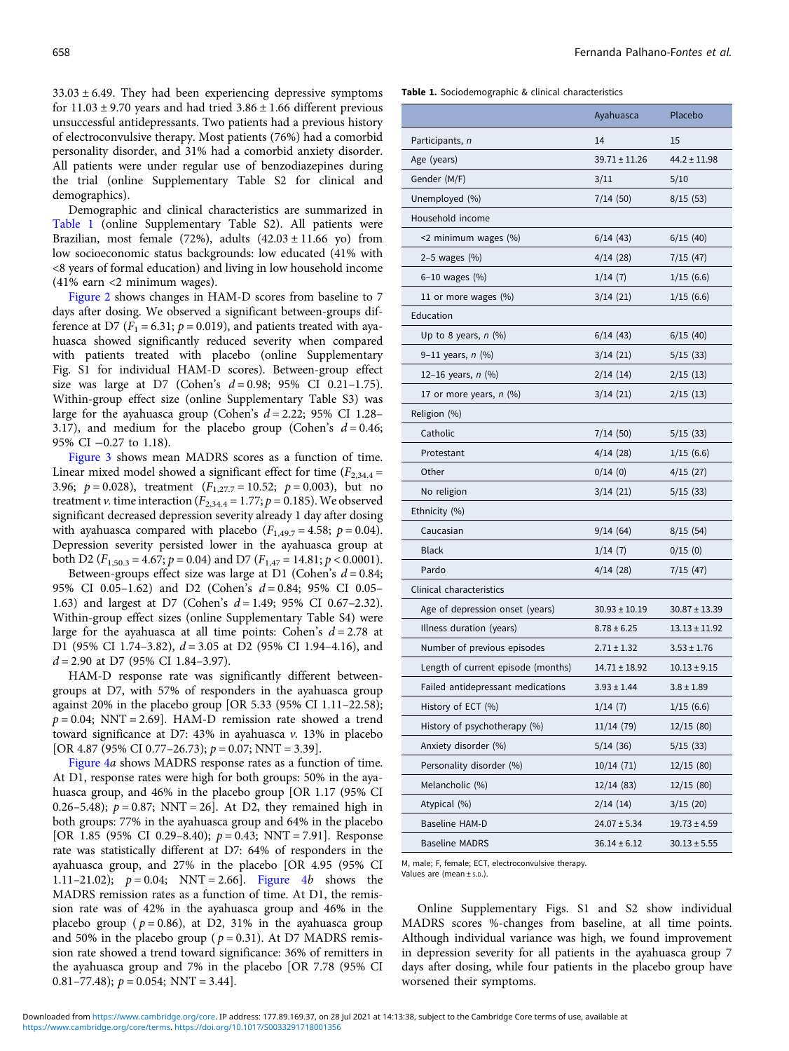33.03 ± 6.49. They had been experiencing depressive symptoms for 11.03 ± 9.70 years and had tried 3.86 ± 1.66 different previous unsuccessful antidepressants. Two patients had a previous history of electroconvulsive therapy. Most patients (76%) had a comorbid personality disorder, and 31% had a comorbid anxiety disorder. All patients were under regular use of benzodiazepines during the trial (online Supplementary Table S2 for clinical and demographics).

Demographic and clinical characteristics are summarized in Table 1 (online Supplementary Table S2). All patients were Brazilian, most female (72%), adults (42.03 ± 11.66 yo) from low socioeconomic status backgrounds: low educated (41% with <8 years of formal education) and living in low household income (41% earn <2 minimum wages).

Figure 2 shows changes in HAM-D scores from baseline to 7 days after dosing. We observed a significant between-groups difference at D7 ($F_1 = 6.31$; $p = 0.019$), and patients treated with ayahuasca showed significantly reduced severity when compared with patients treated with placebo (online Supplementary Fig. S1 for individual HAM-D scores). Between-group effect size was large at D7 (Cohen's $d = 0.98$; 95% CI 0.21–1.75). Within-group effect size (online Supplementary Table S3) was large for the ayahuasca group (Cohen's $d = 2.22$; 95% CI 1.28–3.17), and medium for the placebo group (Cohen's $d = 0.46$; 95% CI −0.27 to 1.18).

Figure 3 shows mean MADRS scores as a function of time. Linear mixed model showed a significant effect for time ($F_{2,34.4} = 3.96$; $p = 0.028$), treatment ($F_{1,27.7} = 10.52$; $p = 0.003$), but no treatment *v.* time interaction ($F_{2,34.4} = 1.77$; $p = 0.185$). We observed significant decreased depression severity already 1 day after dosing with ayahuasca compared with placebo ($F_{1,49.7} = 4.58$; $p = 0.04$). Depression severity persisted lower in the ayahuasca group at both D2 ($F_{1,50.3} = 4.67$; $p = 0.04$) and D7 ($F_{1,47} = 14.81$; $p < 0.0001$).

Between-groups effect size was large at D1 (Cohen's $d = 0.84$; 95% CI 0.05–1.62) and D2 (Cohen's $d = 0.84$; 95% CI 0.05–1.63) and largest at D7 (Cohen's $d = 1.49$; 95% CI 0.67–2.32). Within-group effect sizes (online Supplementary Table S4) were large for the ayahuasca at all time points: Cohen's $d = 2.78$ at D1 (95% CI 1.74–3.82), $d = 3.05$ at D2 (95% CI 1.94–4.16), and $d = 2.90$ at D7 (95% CI 1.84–3.97).

HAM-D response rate was significantly different between-groups at D7, with 57% of responders in the ayahuasca group against 20% in the placebo group [OR 5.33 (95% CI 1.11–22.58); $p = 0.04$; NNT = 2.69]. HAM-D remission rate showed a trend toward significance at D7: 43% in ayahuasca *v.* 13% in placebo [OR 4.87 (95% CI 0.77–26.73); $p = 0.07$; NNT = 3.39].

Figure 4*a* shows MADRS response rates as a function of time. At D1, response rates were high for both groups: 50% in the ayahuasca group, and 46% in the placebo group [OR 1.17 (95% CI 0.26–5.48); $p = 0.87$; NNT = 26]. At D2, they remained high in both groups: 77% in the ayahuasca group and 64% in the placebo [OR 1.85 (95% CI 0.29–8.40); $p = 0.43$; NNT = 7.91]. Response rate was statistically different at D7: 64% of responders in the ayahuasca group, and 27% in the placebo [OR 4.95 (95% CI 1.11–21.02); $p = 0.04$; NNT = 2.66]. Figure 4*b* shows the MADRS remission rates as a function of time. At D1, the remission rate was of 42% in the ayahuasca group and 46% in the placebo group ($p = 0.86$), at D2, 31% in the ayahuasca group and 50% in the placebo group ($p = 0.31$). At D7 MADRS remission rate showed a trend toward significance: 36% of remitters in the ayahuasca group and 7% in the placebo [OR 7.78 (95% CI 0.81–77.48); $p = 0.054$; NNT = 3.44].

**Table 1.** Sociodemographic & clinical characteristics

| | Ayahuasca | Placebo |
|---|---|---|
| Participants, *n* | 14 | 15 |
| Age (years) | 39.71 ± 11.26 | 44.2 ± 11.98 |
| Gender (M/F) | 3/11 | 5/10 |
| Unemployed (%) | 7/14 (50) | 8/15 (53) |
| Household income | | |
| <2 minimum wages (%) | 6/14 (43) | 6/15 (40) |
| 2–5 wages (%) | 4/14 (28) | 7/15 (47) |
| 6–10 wages (%) | 1/14 (7) | 1/15 (6.6) |
| 11 or more wages (%) | 3/14 (21) | 1/15 (6.6) |
| Education | | |
| Up to 8 years, *n* (%) | 6/14 (43) | 6/15 (40) |
| 9–11 years, *n* (%) | 3/14 (21) | 5/15 (33) |
| 12–16 years, *n* (%) | 2/14 (14) | 2/15 (13) |
| 17 or more years, *n* (%) | 3/14 (21) | 2/15 (13) |
| Religion (%) | | |
| Catholic | 7/14 (50) | 5/15 (33) |
| Protestant | 4/14 (28) | 1/15 (6.6) |
| Other | 0/14 (0) | 4/15 (27) |
| No religion | 3/14 (21) | 5/15 (33) |
| Ethnicity (%) | | |
| Caucasian | 9/14 (64) | 8/15 (54) |
| Black | 1/14 (7) | 0/15 (0) |
| Pardo | 4/14 (28) | 7/15 (47) |
| Clinical characteristics | | |
| Age of depression onset (years) | 30.93 ± 10.19 | 30.87 ± 13.39 |
| Illness duration (years) | 8.78 ± 6.25 | 13.13 ± 11.92 |
| Number of previous episodes | 2.71 ± 1.32 | 3.53 ± 1.76 |
| Length of current episode (months) | 14.71 ± 18.92 | 10.13 ± 9.15 |
| Failed antidepressant medications | 3.93 ± 1.44 | 3.8 ± 1.89 |
| History of ECT (%) | 1/14 (7) | 1/15 (6.6) |
| History of psychotherapy (%) | 11/14 (79) | 12/15 (80) |
| Anxiety disorder (%) | 5/14 (36) | 5/15 (33) |
| Personality disorder (%) | 10/14 (71) | 12/15 (80) |
| Melancholic (%) | 12/14 (83) | 12/15 (80) |
| Atypical (%) | 2/14 (14) | 3/15 (20) |
| Baseline HAM-D | 24.07 ± 5.34 | 19.73 ± 4.59 |
| Baseline MADRS | 36.14 ± 6.12 | 30.13 ± 5.55 |

M, male; F, female; ECT, electroconvulsive therapy.
Values are (mean ± s.d.).

Online Supplementary Figs. S1 and S2 show individual MADRS scores %-changes from baseline, at all time points. Although individual variance was high, we found improvement in depression severity for all patients in the ayahuasca group 7 days after dosing, while four patients in the placebo group have worsened their symptoms.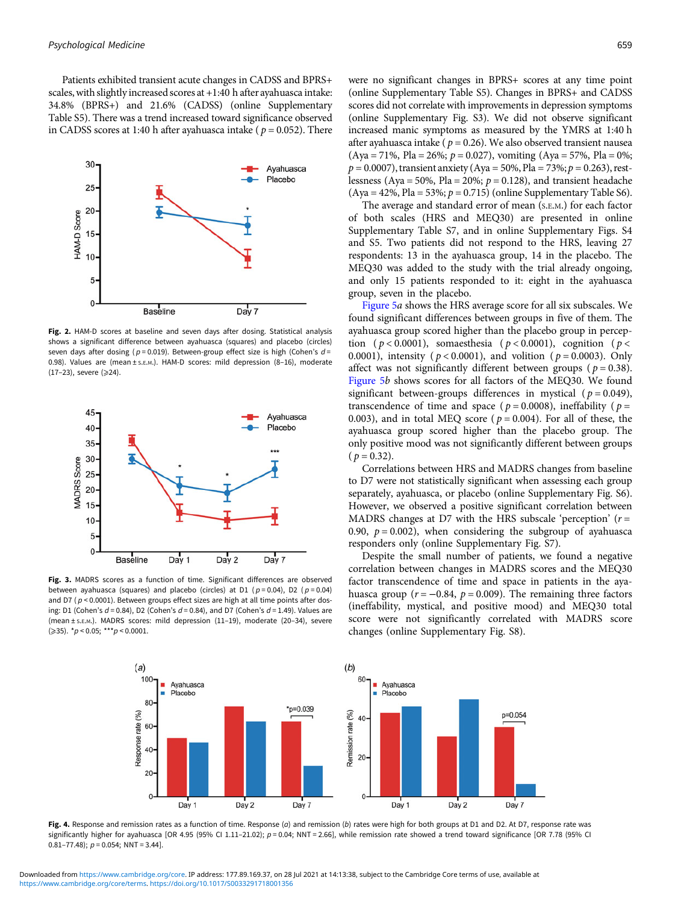Patients exhibited transient acute changes in CADSS and BPRS+ scales, with slightly increased scores at +1:40 h after ayahuasca intake: 34.8% (BPRS+) and 21.6% (CADSS) (online Supplementary Table S5). There was a trend increased toward significance observed in CADSS scores at 1:40 h after ayahuasca intake ($p = 0.052$). There were no significant changes in BPRS+ scores at any time point (online Supplementary Table S5). Changes in BPRS+ and CADSS scores did not correlate with improvements in depression symptoms (online Supplementary Fig. S3). We did not observe significant increased manic symptoms as measured by the YMRS at 1:40 h after ayahuasca intake ($p = 0.26$). We also observed transient nausea (Aya = 71%, Pla = 26%; $p = 0.027$), vomiting (Aya = 57%, Pla = 0%; $p = 0.0007$), transient anxiety (Aya = 50%, Pla = 73%; $p = 0.263$), restlessness (Aya = 50%, Pla = 20%; $p = 0.128$), and transient headache (Aya = 42%, Pla = 53%; $p = 0.715$) (online Supplementary Table S6).

The average and standard error of mean (S.E.M.) for each factor of both scales (HRS and MEQ30) are presented in online Supplementary Table S7, and in online Supplementary Figs. S4 and S5. Two patients did not respond to the HRS, leaving 27 respondents: 13 in the ayahuasca group, 14 in the placebo. The MEQ30 was added to the study with the trial already ongoing, and only 15 patients responded to it: eight in the ayahuasca group, seven in the placebo.

Figure 5a shows the HRS average score for all six subscales. We found significant differences between groups in five of them. The ayahuasca group scored higher than the placebo group in perception ($p < 0.0001$), somaesthesia ($p < 0.0001$), cognition ($p < 0.0001$), intensity ($p < 0.0001$), and volition ($p = 0.0003$). Only affect was not significantly different between groups ($p = 0.38$). Figure 5b shows scores for all factors of the MEQ30. We found significant between-groups differences in mystical ($p = 0.049$), transcendence of time and space ($p = 0.0008$), ineffability ($p = 0.003$), and in total MEQ score ($p = 0.004$). For all of these, the ayahuasca group scored higher than the placebo group. The only positive mood was not significantly different between groups ($p = 0.32$).

Correlations between HRS and MADRS changes from baseline to D7 were not statistically significant when assessing each group separately, ayahuasca, or placebo (online Supplementary Fig. S6). However, we observed a positive significant correlation between MADRS changes at D7 with the HRS subscale 'perception' ($r = 0.90$, $p = 0.002$), when considering the subgroup of ayahuasca responders only (online Supplementary Fig. S7).

Despite the small number of patients, we found a negative correlation between changes in MADRS scores and the MEQ30 factor transcendence of time and space in patients in the ayahuasca group ($r = -0.84$, $p = 0.009$). The remaining three factors (ineffability, mystical, and positive mood) and MEQ30 total score were not significantly correlated with MADRS score changes (online Supplementary Fig. S8).

**Fig. 2.** HAM-D scores at baseline and seven days after dosing. Statistical analysis shows a significant difference between ayahuasca (squares) and placebo (circles) seven days after dosing ($p = 0.019$). Between-group effect size is high (Cohen's $d = 0.98$). Values are (mean ± S.E.M.). HAM-D scores: mild depression (8–16), moderate (17–23), severe (⩾24).

**Fig. 3.** MADRS scores as a function of time. Significant differences are observed between ayahuasca (squares) and placebo (circles) at D1 ($p = 0.04$), D2 ($p = 0.04$) and D7 ($p < 0.0001$). Between groups effect sizes are high at all time points after dosing: D1 (Cohen's $d = 0.84$), D2 (Cohen's $d = 0.84$), and D7 (Cohen's $d = 1.49$). Values are (mean ± S.E.M.). MADRS scores: mild depression (11–19), moderate (20–34), severe (⩾35). *$p < 0.05$; ***$p < 0.0001$.

**Fig. 4.** Response and remission rates as a function of time. Response (*a*) and remission (*b*) rates were high for both groups at D1 and D2. At D7, response rate was significantly higher for ayahuasca [OR 4.95 (95% CI 1.11–21.02); $p = 0.04$; NNT = 2.66], while remission rate showed a trend toward significance [OR 7.78 (95% CI 0.81–77.48); $p = 0.054$; NNT = 3.44].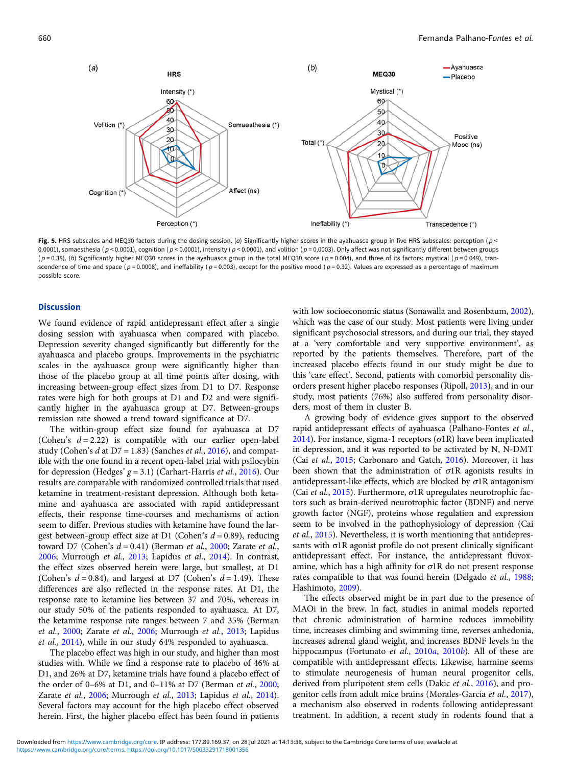**Fig. 5.** HRS subscales and MEQ30 factors during the dosing session. (*a*) Significantly higher scores in the ayahuasca group in five HRS subscales: perception ($p <$ 0.0001), somaesthesia ($p < 0.0001$), cognition ($p < 0.0001$), intensity ($p < 0.0001$), and volition ($p = 0.0003$). Only affect was not significantly different between groups ($p = 0.38$). (*b*) Significantly higher MEQ30 scores in the ayahuasca group in the total MEQ30 score ($p = 0.004$), and three of its factors: mystical ($p = 0.049$), transcendence of time and space ($p = 0.0008$), and ineffability ($p = 0.003$), except for the positive mood ($p = 0.32$). Values are expressed as a percentage of maximum possible score.

## Discussion

We found evidence of rapid antidepressant effect after a single dosing session with ayahuasca when compared with placebo. Depression severity changed significantly but differently for the ayahuasca and placebo groups. Improvements in the psychiatric scales in the ayahuasca group were significantly higher than those of the placebo group at all time points after dosing, with increasing between-group effect sizes from D1 to D7. Response rates were high for both groups at D1 and D2 and were significantly higher in the ayahuasca group at D7. Between-groups remission rate showed a trend toward significance at D7.

The within-group effect size found for ayahuasca at D7 (Cohen's $d = 2.22$) is compatible with our earlier open-label study (Cohen's $d$ at D7 = 1.83) (Sanches *et al.*, 2016), and compatible with the one found in a recent open-label trial with psilocybin for depression (Hedges' $g = 3.1$) (Carhart-Harris *et al.*, 2016). Our results are comparable with randomized controlled trials that used ketamine in treatment-resistant depression. Although both ketamine and ayahuasca are associated with rapid antidepressant effects, their response time-courses and mechanisms of action seem to differ. Previous studies with ketamine have found the largest between-group effect size at D1 (Cohen's $d = 0.89$), reducing toward D7 (Cohen's $d = 0.41$) (Berman *et al.*, 2000; Zarate *et al.*, 2006; Murrough *et al.*, 2013; Lapidus *et al.*, 2014). In contrast, the effect sizes observed herein were large, but smallest, at D1 (Cohen's $d = 0.84$), and largest at D7 (Cohen's $d = 1.49$). These differences are also reflected in the response rates. At D1, the response rate to ketamine lies between 37 and 70%, whereas in our study 50% of the patients responded to ayahuasca. At D7, the ketamine response rate ranges between 7 and 35% (Berman *et al.*, 2000; Zarate *et al.*, 2006; Murrough *et al.*, 2013; Lapidus *et al.*, 2014), while in our study 64% responded to ayahuasca.

The placebo effect was high in our study, and higher than most studies with. While we find a response rate to placebo of 46% at D1, and 26% at D7, ketamine trials have found a placebo effect of the order of 0–6% at D1, and 0–11% at D7 (Berman *et al.*, 2000; Zarate *et al.*, 2006; Murrough *et al.*, 2013; Lapidus *et al.*, 2014). Several factors may account for the high placebo effect observed herein. First, the higher placebo effect has been found in patients with low socioeconomic status (Sonawalla and Rosenbaum, 2002), which was the case of our study. Most patients were living under significant psychosocial stressors, and during our trial, they stayed at a 'very comfortable and very supportive environment', as reported by the patients themselves. Therefore, part of the increased placebo effects found in our study might be due to this 'care effect'. Second, patients with comorbid personality disorders present higher placebo responses (Ripoll, 2013), and in our study, most patients (76%) also suffered from personality disorders, most of them in cluster B.

A growing body of evidence gives support to the observed rapid antidepressant effects of ayahuasca (Palhano-Fontes *et al.*, 2014). For instance, sigma-1 receptors ($\sigma$1R) have been implicated in depression, and it was reported to be activated by N, N-DMT (Cai *et al.*, 2015; Carbonaro and Gatch, 2016). Moreover, it has been shown that the administration of $\sigma$1R agonists results in antidepressant-like effects, which are blocked by $\sigma$1R antagonism (Cai *et al.*, 2015). Furthermore, $\sigma$1R upregulates neurotrophic factors such as brain-derived neurotrophic factor (BDNF) and nerve growth factor (NGF), proteins whose regulation and expression seem to be involved in the pathophysiology of depression (Cai *et al.*, 2015). Nevertheless, it is worth mentioning that antidepressants with $\sigma$1R agonist profile do not present clinically significant antidepressant effect. For instance, the antidepressant fluvoxamine, which has a high affinity for $\sigma$1R do not present response rates compatible to that was found herein (Delgado *et al.*, 1988; Hashimoto, 2009).

The effects observed might be in part due to the presence of MAOi in the brew. In fact, studies in animal models reported that chronic administration of harmine reduces immobility time, increases climbing and swimming time, reverses anhedonia, increases adrenal gland weight, and increases BDNF levels in the hippocampus (Fortunato *et al.*, 2010*a*, 2010*b*). All of these are compatible with antidepressant effects. Likewise, harmine seems to stimulate neurogenesis of human neural progenitor cells, derived from pluripotent stem cells (Dakic *et al.*, 2016), and progenitor cells from adult mice brains (Morales-García *et al.*, 2017), a mechanism also observed in rodents following antidepressant treatment. In addition, a recent study in rodents found that a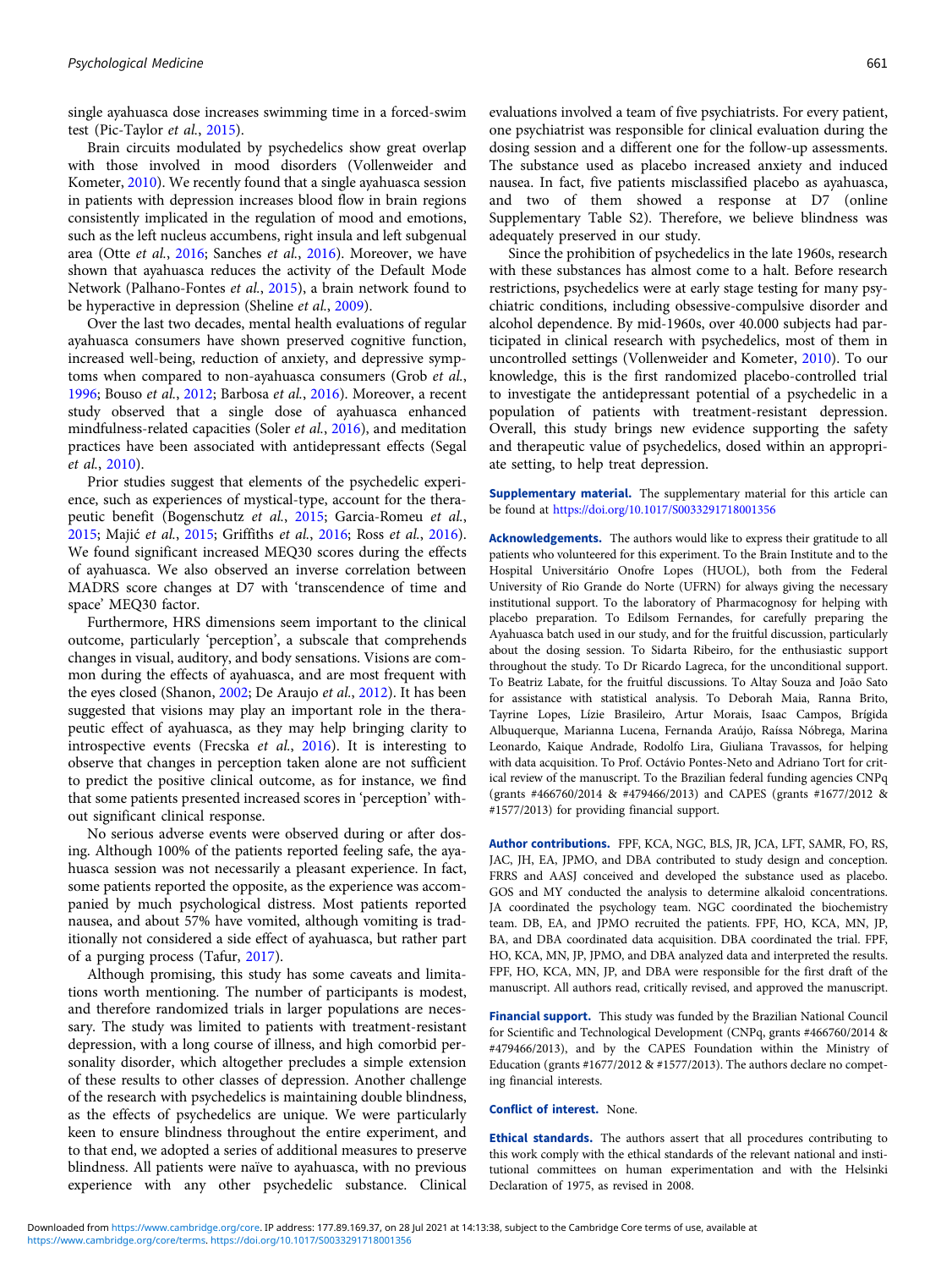single ayahuasca dose increases swimming time in a forced-swim test (Pic-Taylor *et al.*, 2015).

Brain circuits modulated by psychedelics show great overlap with those involved in mood disorders (Vollenweider and Kometer, 2010). We recently found that a single ayahuasca session in patients with depression increases blood flow in brain regions consistently implicated in the regulation of mood and emotions, such as the left nucleus accumbens, right insula and left subgenual area (Otte *et al.*, 2016; Sanches *et al.*, 2016). Moreover, we have shown that ayahuasca reduces the activity of the Default Mode Network (Palhano-Fontes *et al.*, 2015), a brain network found to be hyperactive in depression (Sheline *et al.*, 2009).

Over the last two decades, mental health evaluations of regular ayahuasca consumers have shown preserved cognitive function, increased well-being, reduction of anxiety, and depressive symptoms when compared to non-ayahuasca consumers (Grob *et al.*, 1996; Bouso *et al.*, 2012; Barbosa *et al.*, 2016). Moreover, a recent study observed that a single dose of ayahuasca enhanced mindfulness-related capacities (Soler *et al.*, 2016), and meditation practices have been associated with antidepressant effects (Segal *et al.*, 2010).

Prior studies suggest that elements of the psychedelic experience, such as experiences of mystical-type, account for the therapeutic benefit (Bogenschutz *et al.*, 2015; Garcia-Romeu *et al.*, 2015; Majić *et al.*, 2015; Griffiths *et al.*, 2016; Ross *et al.*, 2016). We found significant increased MEQ30 scores during the effects of ayahuasca. We also observed an inverse correlation between MADRS score changes at D7 with 'transcendence of time and space' MEQ30 factor.

Furthermore, HRS dimensions seem important to the clinical outcome, particularly 'perception', a subscale that comprehends changes in visual, auditory, and body sensations. Visions are common during the effects of ayahuasca, and are most frequent with the eyes closed (Shanon, 2002; De Araujo *et al.*, 2012). It has been suggested that visions may play an important role in the therapeutic effect of ayahuasca, as they may help bringing clarity to introspective events (Frecska *et al.*, 2016). It is interesting to observe that changes in perception taken alone are not sufficient to predict the positive clinical outcome, as for instance, we find that some patients presented increased scores in 'perception' without significant clinical response.

No serious adverse events were observed during or after dosing. Although 100% of the patients reported feeling safe, the ayahuasca session was not necessarily a pleasant experience. In fact, some patients reported the opposite, as the experience was accompanied by much psychological distress. Most patients reported nausea, and about 57% have vomited, although vomiting is traditionally not considered a side effect of ayahuasca, but rather part of a purging process (Tafur, 2017).

Although promising, this study has some caveats and limitations worth mentioning. The number of participants is modest, and therefore randomized trials in larger populations are necessary. The study was limited to patients with treatment-resistant depression, with a long course of illness, and high comorbid personality disorder, which altogether precludes a simple extension of these results to other classes of depression. Another challenge of the research with psychedelics is maintaining double blindness, as the effects of psychedelics are unique. We were particularly keen to ensure blindness throughout the entire experiment, and to that end, we adopted a series of additional measures to preserve blindness. All patients were naïve to ayahuasca, with no previous experience with any other psychedelic substance. Clinical evaluations involved a team of five psychiatrists. For every patient, one psychiatrist was responsible for clinical evaluation during the dosing session and a different one for the follow-up assessments. The substance used as placebo increased anxiety and induced nausea. In fact, five patients misclassified placebo as ayahuasca, and two of them showed a response at D7 (online Supplementary Table S2). Therefore, we believe blindness was adequately preserved in our study.

Since the prohibition of psychedelics in the late 1960s, research with these substances has almost come to a halt. Before research restrictions, psychedelics were at early stage testing for many psychiatric conditions, including obsessive-compulsive disorder and alcohol dependence. By mid-1960s, over 40.000 subjects had participated in clinical research with psychedelics, most of them in uncontrolled settings (Vollenweider and Kometer, 2010). To our knowledge, this is the first randomized placebo-controlled trial to investigate the antidepressant potential of a psychedelic in a population of patients with treatment-resistant depression. Overall, this study brings new evidence supporting the safety and therapeutic value of psychedelics, dosed within an appropriate setting, to help treat depression.

**Supplementary material.** The supplementary material for this article can be found at https://doi.org/10.1017/S0033291718001356

**Acknowledgements.** The authors would like to express their gratitude to all patients who volunteered for this experiment. To the Brain Institute and to the Hospital Universitário Onofre Lopes (HUOL), both from the Federal University of Rio Grande do Norte (UFRN) for always giving the necessary institutional support. To the laboratory of Pharmacognosy for helping with placebo preparation. To Edilsom Fernandes, for carefully preparing the Ayahuasca batch used in our study, and for the fruitful discussion, particularly about the dosing session. To Sidarta Ribeiro, for the enthusiastic support throughout the study. To Dr Ricardo Lagreca, for the unconditional support. To Beatriz Labate, for the fruitful discussions. To Altay Souza and João Sato for assistance with statistical analysis. To Deborah Maia, Ranna Brito, Tayrine Lopes, Lízie Brasileiro, Artur Morais, Isaac Campos, Brígida Albuquerque, Marianna Lucena, Fernanda Araújo, Raíssa Nóbrega, Marina Leonardo, Kaique Andrade, Rodolfo Lira, Giuliana Travassos, for helping with data acquisition. To Prof. Octávio Pontes-Neto and Adriano Tort for critical review of the manuscript. To the Brazilian federal funding agencies CNPq (grants #466760/2014 & #479466/2013) and CAPES (grants #1677/2012 & #1577/2013) for providing financial support.

**Author contributions.** FPF, KCA, NGC, BLS, JR, JCA, LFT, SAMR, FO, RS, JAC, JH, EA, JPMO, and DBA contributed to study design and conception. FRRS and AASJ conceived and developed the substance used as placebo. GOS and MY conducted the analysis to determine alkaloid concentrations. JA coordinated the psychology team. NGC coordinated the biochemistry team. DB, EA, and JPMO recruited the patients. FPF, HO, KCA, MN, JP, BA, and DBA coordinated data acquisition. DBA coordinated the trial. FPF, HO, KCA, MN, JP, JPMO, and DBA analyzed data and interpreted the results. FPF, HO, KCA, MN, JP, and DBA were responsible for the first draft of the manuscript. All authors read, critically revised, and approved the manuscript.

**Financial support.** This study was funded by the Brazilian National Council for Scientific and Technological Development (CNPq, grants #466760/2014 & #479466/2013), and by the CAPES Foundation within the Ministry of Education (grants #1677/2012 & #1577/2013). The authors declare no competing financial interests.

**Conflict of interest.** None.

**Ethical standards.** The authors assert that all procedures contributing to this work comply with the ethical standards of the relevant national and institutional committees on human experimentation and with the Helsinki Declaration of 1975, as revised in 2008.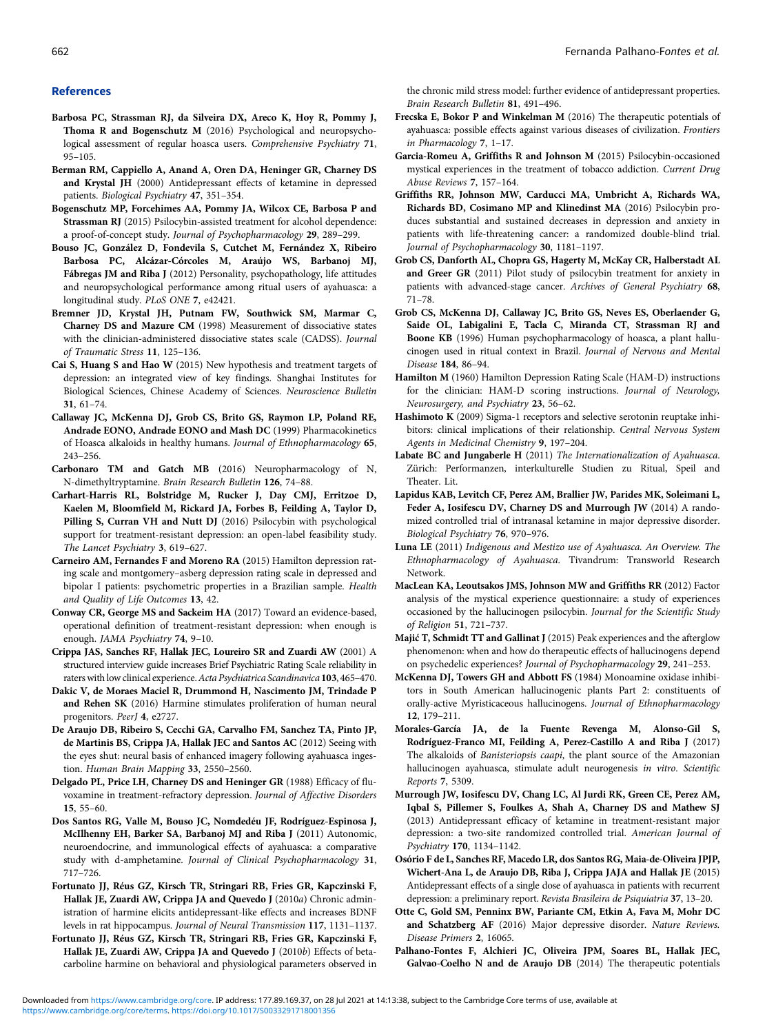## References

**Barbosa PC, Strassman RJ, da Silveira DX, Areco K, Hoy R, Pommy J, Thoma R and Bogenschutz M** (2016) Psychological and neuropsychological assessment of regular hoasca users. *Comprehensive Psychiatry* **71**, 95–105.

**Berman RM, Cappiello A, Anand A, Oren DA, Heninger GR, Charney DS and Krystal JH** (2000) Antidepressant effects of ketamine in depressed patients. *Biological Psychiatry* **47**, 351–354.

**Bogenschutz MP, Forcehimes AA, Pommy JA, Wilcox CE, Barbosa P and Strassman RJ** (2015) Psilocybin-assisted treatment for alcohol dependence: a proof-of-concept study. *Journal of Psychopharmacology* **29**, 289–299.

**Bouso JC, González D, Fondevila S, Cutchet M, Fernández X, Ribeiro Barbosa PC, Alcázar-Córcoles M, Araújo WS, Barbanoj MJ, Fábregas JM and Riba J** (2012) Personality, psychopathology, life attitudes and neuropsychological performance among ritual users of ayahuasca: a longitudinal study. *PLoS ONE* **7**, e42421.

**Bremner JD, Krystal JH, Putnam FW, Southwick SM, Marmar C, Charney DS and Mazure CM** (1998) Measurement of dissociative states with the clinician-administered dissociative states scale (CADSS). *Journal of Traumatic Stress* **11**, 125–136.

**Cai S, Huang S and Hao W** (2015) New hypothesis and treatment targets of depression: an integrated view of key findings. Shanghai Institutes for Biological Sciences, Chinese Academy of Sciences. *Neuroscience Bulletin* **31**, 61–74.

**Callaway JC, McKenna DJ, Grob CS, Brito GS, Raymon LP, Poland RE, Andrade EONO, Andrade EONO and Mash DC** (1999) Pharmacokinetics of Hoasca alkaloids in healthy humans. *Journal of Ethnopharmacology* **65**, 243–256.

**Carbonaro TM and Gatch MB** (2016) Neuropharmacology of N, N-dimethyltryptamine. *Brain Research Bulletin* **126**, 74–88.

**Carhart-Harris RL, Bolstridge M, Rucker J, Day CMJ, Erritzoe D, Kaelen M, Bloomfield M, Rickard JA, Forbes B, Feilding A, Taylor D, Pilling S, Curran VH and Nutt DJ** (2016) Psilocybin with psychological support for treatment-resistant depression: an open-label feasibility study. *The Lancet Psychiatry* **3**, 619–627.

**Carneiro AM, Fernandes F and Moreno RA** (2015) Hamilton depression rating scale and montgomery–asberg depression rating scale in depressed and bipolar I patients: psychometric properties in a Brazilian sample. *Health and Quality of Life Outcomes* **13**, 42.

**Conway CR, George MS and Sackeim HA** (2017) Toward an evidence-based, operational definition of treatment-resistant depression: when enough is enough. *JAMA Psychiatry* **74**, 9–10.

**Crippa JAS, Sanches RF, Hallak JEC, Loureiro SR and Zuardi AW** (2001) A structured interview guide increases Brief Psychiatric Rating Scale reliability in raters with low clinical experience. *Acta Psychiatrica Scandinavica* **103**, 465–470.

**Dakic V, de Moraes Maciel R, Drummond H, Nascimento JM, Trindade P and Rehen SK** (2016) Harmine stimulates proliferation of human neural progenitors. *PeerJ* **4**, e2727.

**De Araujo DB, Ribeiro S, Cecchi GA, Carvalho FM, Sanchez TA, Pinto JP, de Martinis BS, Crippa JA, Hallak JEC and Santos AC** (2012) Seeing with the eyes shut: neural basis of enhanced imagery following ayahuasca ingestion. *Human Brain Mapping* **33**, 2550–2560.

**Delgado PL, Price LH, Charney DS and Heninger GR** (1988) Efficacy of fluvoxamine in treatment-refractory depression. *Journal of Affective Disorders* **15**, 55–60.

**Dos Santos RG, Valle M, Bouso JC, Nomdedéu JF, Rodríguez-Espinosa J, McIlhenny EH, Barker SA, Barbanoj MJ and Riba J** (2011) Autonomic, neuroendocrine, and immunological effects of ayahuasca: a comparative study with d-amphetamine. *Journal of Clinical Psychopharmacology* **31**, 717–726.

**Fortunato JJ, Réus GZ, Kirsch TR, Stringari RB, Fries GR, Kapczinski F, Hallak JE, Zuardi AW, Crippa JA and Quevedo J** (2010*a*) Chronic administration of harmine elicits antidepressant-like effects and increases BDNF levels in rat hippocampus. *Journal of Neural Transmission* **117**, 1131–1137.

**Fortunato JJ, Réus GZ, Kirsch TR, Stringari RB, Fries GR, Kapczinski F, Hallak JE, Zuardi AW, Crippa JA and Quevedo J** (2010*b*) Effects of beta-carboline harmine on behavioral and physiological parameters observed in the chronic mild stress model: further evidence of antidepressant properties. *Brain Research Bulletin* **81**, 491–496.

**Frecska E, Bokor P and Winkelman M** (2016) The therapeutic potentials of ayahuasca: possible effects against various diseases of civilization. *Frontiers in Pharmacology* **7**, 1–17.

**Garcia-Romeu A, Griffiths R and Johnson M** (2015) Psilocybin-occasioned mystical experiences in the treatment of tobacco addiction. *Current Drug Abuse Reviews* **7**, 157–164.

**Griffiths RR, Johnson MW, Carducci MA, Umbricht A, Richards WA, Richards BD, Cosimano MP and Klinedinst MA** (2016) Psilocybin produces substantial and sustained decreases in depression and anxiety in patients with life-threatening cancer: a randomized double-blind trial. *Journal of Psychopharmacology* **30**, 1181–1197.

**Grob CS, Danforth AL, Chopra GS, Hagerty M, McKay CR, Halberstadt AL and Greer GR** (2011) Pilot study of psilocybin treatment for anxiety in patients with advanced-stage cancer. *Archives of General Psychiatry* **68**, 71–78.

**Grob CS, McKenna DJ, Callaway JC, Brito GS, Neves ES, Oberlaender G, Saide OL, Labigalini E, Tacla C, Miranda CT, Strassman RJ and Boone KB** (1996) Human psychopharmacology of hoasca, a plant hallucinogen used in ritual context in Brazil. *Journal of Nervous and Mental Disease* **184**, 86–94.

**Hamilton M** (1960) Hamilton Depression Rating Scale (HAM-D) instructions for the clinician: HAM-D scoring instructions. *Journal of Neurology, Neurosurgery, and Psychiatry* **23**, 56–62.

**Hashimoto K** (2009) Sigma-1 receptors and selective serotonin reuptake inhibitors: clinical implications of their relationship. *Central Nervous System Agents in Medicinal Chemistry* **9**, 197–204.

**Labate BC and Jungaberle H** (2011) *The Internationalization of Ayahuasca*. Zürich: Performanzen, interkulturelle Studien zu Ritual, Speil and Theater. Lit.

**Lapidus KAB, Levitch CF, Perez AM, Brallier JW, Parides MK, Soleimani L, Feder A, Iosifescu DV, Charney DS and Murrough JW** (2014) A randomized controlled trial of intranasal ketamine in major depressive disorder. *Biological Psychiatry* **76**, 970–976.

**Luna LE** (2011) *Indigenous and Mestizo use of Ayahuasca. An Overview. The Ethnopharmacology of Ayahuasca*. Tivandrum: Transworld Research Network.

**MacLean KA, Leoutsakos JMS, Johnson MW and Griffiths RR** (2012) Factor analysis of the mystical experience questionnaire: a study of experiences occasioned by the hallucinogen psilocybin. *Journal for the Scientific Study of Religion* **51**, 721–737.

**Majić T, Schmidt TT and Gallinat J** (2015) Peak experiences and the afterglow phenomenon: when and how do therapeutic effects of hallucinogens depend on psychedelic experiences? *Journal of Psychopharmacology* **29**, 241–253.

**McKenna DJ, Towers GH and Abbott FS** (1984) Monoamine oxidase inhibitors in South American hallucinogenic plants Part 2: constituents of orally-active Myristicaceous hallucinogens. *Journal of Ethnopharmacology* **12**, 179–211.

**Morales-García JA, de la Fuente Revenga M, Alonso-Gil S, Rodríguez-Franco MI, Feilding A, Perez-Castillo A and Riba J** (2017) The alkaloids of *Banisteriopsis caapi*, the plant source of the Amazonian hallucinogen ayahuasca, stimulate adult neurogenesis *in vitro*. *Scientific Reports* **7**, 5309.

**Murrough JW, Iosifescu DV, Chang LC, Al Jurdi RK, Green CE, Perez AM, Iqbal S, Pillemer S, Foulkes A, Shah A, Charney DS and Mathew SJ** (2013) Antidepressant efficacy of ketamine in treatment-resistant major depression: a two-site randomized controlled trial. *American Journal of Psychiatry* **170**, 1134–1142.

**Osório F de L, Sanches RF, Macedo LR, dos Santos RG, Maia-de-Oliveira JPJP, Wichert-Ana L, de Araujo DB, Riba J, Crippa JAJA and Hallak JE** (2015) Antidepressant effects of a single dose of ayahuasca in patients with recurrent depression: a preliminary report. *Revista Brasileira de Psiquiatria* **37**, 13–20.

**Otte C, Gold SM, Penninx BW, Pariante CM, Etkin A, Fava M, Mohr DC and Schatzberg AF** (2016) Major depressive disorder. *Nature Reviews. Disease Primers* **2**, 16065.

**Palhano-Fontes F, Alchieri JC, Oliveira JPM, Soares BL, Hallak JEC, Galvao-Coelho N and de Araujo DB** (2014) The therapeutic potentials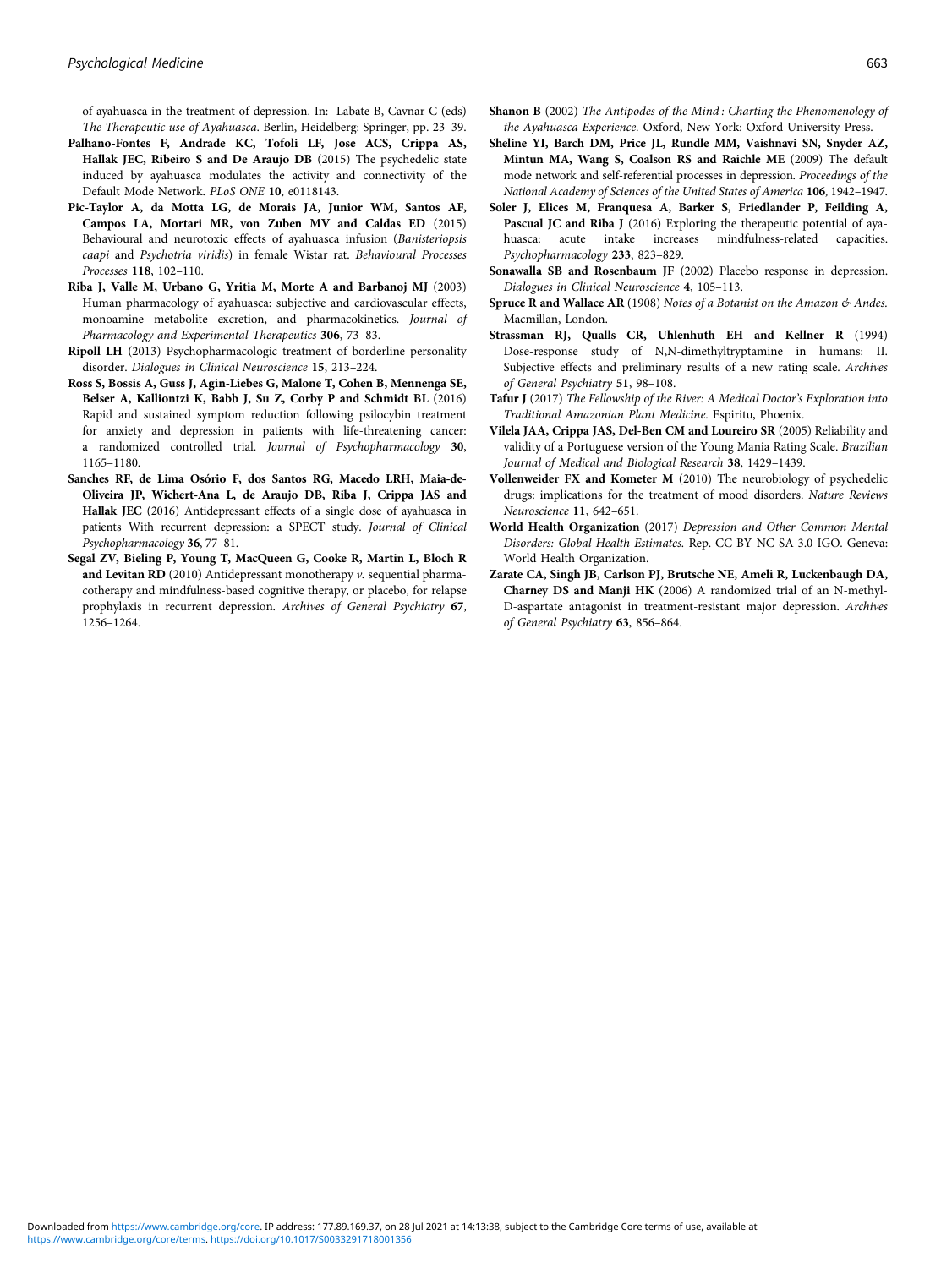of ayahuasca in the treatment of depression. In: Labate B, Cavnar C (eds) *The Therapeutic use of Ayahuasca*. Berlin, Heidelberg: Springer, pp. 23–39.

**Palhano-Fontes F, Andrade KC, Tofoli LF, Jose ACS, Crippa AS, Hallak JEC, Ribeiro S and De Araujo DB** (2015) The psychedelic state induced by ayahuasca modulates the activity and connectivity of the Default Mode Network. *PLoS ONE* **10**, e0118143.

**Pic-Taylor A, da Motta LG, de Morais JA, Junior WM, Santos AF, Campos LA, Mortari MR, von Zuben MV and Caldas ED** (2015) Behavioural and neurotoxic effects of ayahuasca infusion (*Banisteriopsis caapi* and *Psychotria viridis*) in female Wistar rat. *Behavioural Processes Processes* **118**, 102–110.

**Riba J, Valle M, Urbano G, Yritia M, Morte A and Barbanoj MJ** (2003) Human pharmacology of ayahuasca: subjective and cardiovascular effects, monoamine metabolite excretion, and pharmacokinetics. *Journal of Pharmacology and Experimental Therapeutics* **306**, 73–83.

**Ripoll LH** (2013) Psychopharmacologic treatment of borderline personality disorder. *Dialogues in Clinical Neuroscience* **15**, 213–224.

**Ross S, Bossis A, Guss J, Agin-Liebes G, Malone T, Cohen B, Mennenga SE, Belser A, Kalliontzi K, Babb J, Su Z, Corby P and Schmidt BL** (2016) Rapid and sustained symptom reduction following psilocybin treatment for anxiety and depression in patients with life-threatening cancer: a randomized controlled trial. *Journal of Psychopharmacology* **30**, 1165–1180.

**Sanches RF, de Lima Osório F, dos Santos RG, Macedo LRH, Maia-de-Oliveira JP, Wichert-Ana L, de Araujo DB, Riba J, Crippa JAS and Hallak JEC** (2016) Antidepressant effects of a single dose of ayahuasca in patients With recurrent depression: a SPECT study. *Journal of Clinical Psychopharmacology* **36**, 77–81.

**Segal ZV, Bieling P, Young T, MacQueen G, Cooke R, Martin L, Bloch R and Levitan RD** (2010) Antidepressant monotherapy *v.* sequential pharmacotherapy and mindfulness-based cognitive therapy, or placebo, for relapse prophylaxis in recurrent depression. *Archives of General Psychiatry* **67**, 1256–1264.

**Shanon B** (2002) *The Antipodes of the Mind : Charting the Phenomenology of the Ayahuasca Experience*. Oxford, New York: Oxford University Press.

**Sheline YI, Barch DM, Price JL, Rundle MM, Vaishnavi SN, Snyder AZ, Mintun MA, Wang S, Coalson RS and Raichle ME** (2009) The default mode network and self-referential processes in depression. *Proceedings of the National Academy of Sciences of the United States of America* **106**, 1942–1947.

**Soler J, Elices M, Franquesa A, Barker S, Friedlander P, Feilding A, Pascual JC and Riba J** (2016) Exploring the therapeutic potential of ayahuasca: acute intake increases mindfulness-related capacities. *Psychopharmacology* **233**, 823–829.

**Sonawalla SB and Rosenbaum JF** (2002) Placebo response in depression. *Dialogues in Clinical Neuroscience* **4**, 105–113.

**Spruce R and Wallace AR** (1908) *Notes of a Botanist on the Amazon & Andes*. Macmillan, London.

**Strassman RJ, Qualls CR, Uhlenhuth EH and Kellner R** (1994) Dose-response study of N,N-dimethyltryptamine in humans: II. Subjective effects and preliminary results of a new rating scale. *Archives of General Psychiatry* **51**, 98–108.

**Tafur J** (2017) *The Fellowship of the River: A Medical Doctor's Exploration into Traditional Amazonian Plant Medicine*. Espiritu, Phoenix.

**Vilela JAA, Crippa JAS, Del-Ben CM and Loureiro SR** (2005) Reliability and validity of a Portuguese version of the Young Mania Rating Scale. *Brazilian Journal of Medical and Biological Research* **38**, 1429–1439.

**Vollenweider FX and Kometer M** (2010) The neurobiology of psychedelic drugs: implications for the treatment of mood disorders. *Nature Reviews Neuroscience* **11**, 642–651.

**World Health Organization** (2017) *Depression and Other Common Mental Disorders: Global Health Estimates*. Rep. CC BY-NC-SA 3.0 IGO. Geneva: World Health Organization.

**Zarate CA, Singh JB, Carlson PJ, Brutsche NE, Ameli R, Luckenbaugh DA, Charney DS and Manji HK** (2006) A randomized trial of an N-methyl-D-aspartate antagonist in treatment-resistant major depression. *Archives of General Psychiatry* **63**, 856–864.